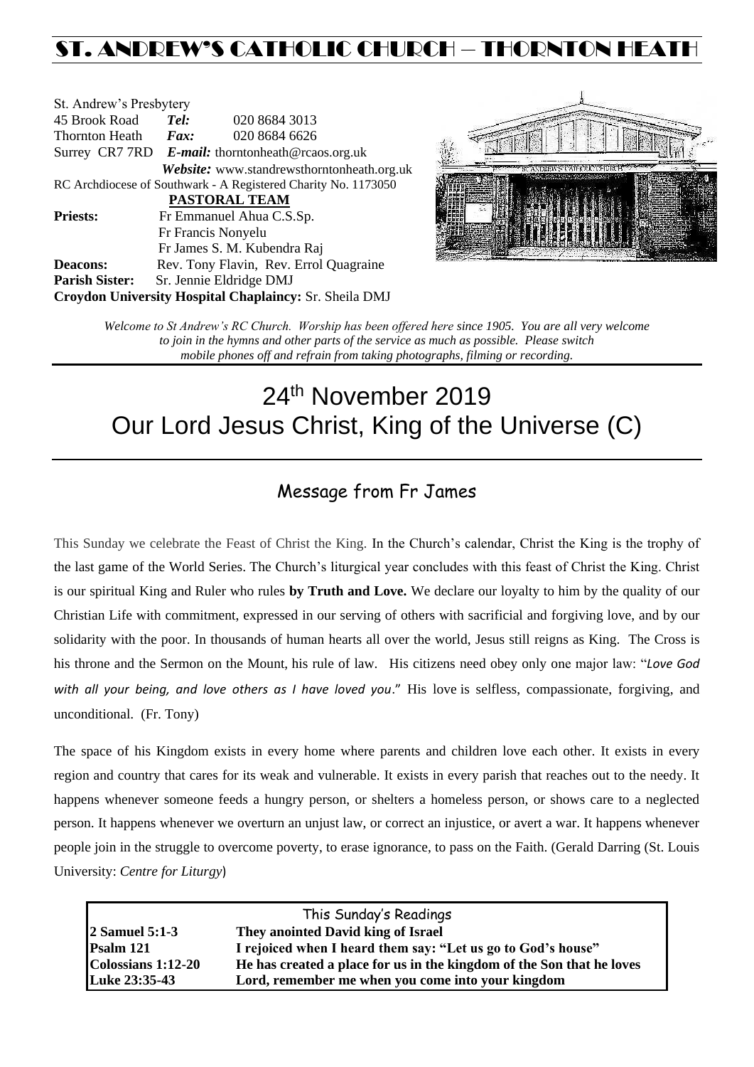# ST. ANDREW'S CATHOLIC CHURCH – THORNTON HEATH

St. Andrew's Presbytery
45 Brook Road **Tel:** 020 8684 3013
Thornton Heath **Fax:** 020 8684 6626
Surrey CR7 7RD ***E-mail:*** thorntonheath@rcaos.org.uk
***Website:*** www.standrewsthorntonheath.org.uk
RC Archdiocese of Southwark - A Registered Charity No. 1173050

**PASTORAL TEAM**

**Priests:** Fr Emmanuel Ahua C.S.Sp.
Fr Francis Nonyelu
Fr James S. M. Kubendra Raj
**Deacons:** Rev. Tony Flavin, Rev. Errol Quagraine
**Parish Sister:** Sr. Jennie Eldridge DMJ
**Croydon University Hospital Chaplaincy:** Sr. Sheila DMJ

*Welcome to St Andrew's RC Church. Worship has been offered here since 1905. You are all very welcome to join in the hymns and other parts of the service as much as possible. Please switch mobile phones off and refrain from taking photographs, filming or recording.*

# 24th November 2019
# Our Lord Jesus Christ, King of the Universe (C)

## Message from Fr James

This Sunday we celebrate the Feast of Christ the King. In the Church's calendar, Christ the King is the trophy of the last game of the World Series. The Church's liturgical year concludes with this feast of Christ the King. Christ is our spiritual King and Ruler who rules **by Truth and Love.** We declare our loyalty to him by the quality of our Christian Life with commitment, expressed in our serving of others with sacrificial and forgiving love, and by our solidarity with the poor. In thousands of human hearts all over the world, Jesus still reigns as King. The Cross is his throne and the Sermon on the Mount, his rule of law. His citizens need obey only one major law: "*Love God with all your being, and love others as I have loved you*." His love is selfless, compassionate, forgiving, and unconditional. (Fr. Tony)

The space of his Kingdom exists in every home where parents and children love each other. It exists in every region and country that cares for its weak and vulnerable. It exists in every parish that reaches out to the needy. It happens whenever someone feeds a hungry person, or shelters a homeless person, or shows care to a neglected person. It happens whenever we overturn an unjust law, or correct an injustice, or avert a war. It happens whenever people join in the struggle to overcome poverty, to erase ignorance, to pass on the Faith. (Gerald Darring (St. Louis University: *Centre for Liturgy*)

| This Sunday's Readings | |
|---|---|
| **2 Samuel 5:1-3** | **They anointed David king of Israel** |
| **Psalm 121** | **I rejoiced when I heard them say: "Let us go to God's house"** |
| **Colossians 1:12-20** | **He has created a place for us in the kingdom of the Son that he loves** |
| **Luke 23:35-43** | **Lord, remember me when you come into your kingdom** |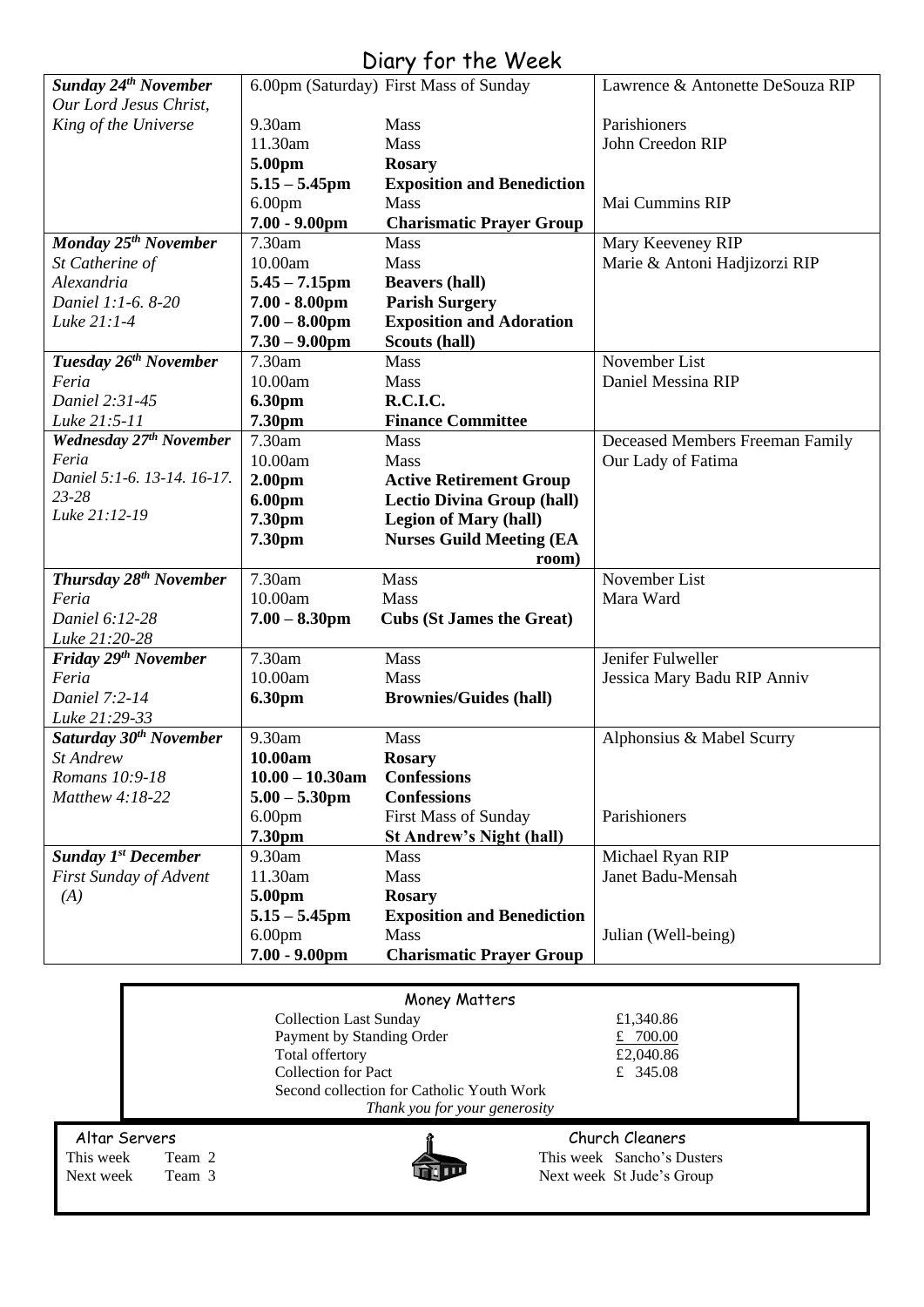# Diary for the Week

| | | | |
|---|---|---|---|
| ***Sunday 24th November*** *Our Lord Jesus Christ, King of the Universe* | 6.00pm (Saturday) | First Mass of Sunday | Lawrence & Antonette DeSouza RIP |
| | 9.30am | Mass | Parishioners |
| | 11.30am | Mass | John Creedon RIP |
| | **5.00pm** | **Rosary** | |
| | **5.15 – 5.45pm** | **Exposition and Benediction** | |
| | 6.00pm | Mass | Mai Cummins RIP |
| | **7.00 - 9.00pm** | **Charismatic Prayer Group** | |
| ***Monday 25th November*** *St Catherine of Alexandria* *Daniel 1:1-6. 8-20* *Luke 21:1-4* | 7.30am | Mass | Mary Keeveney RIP |
| | 10.00am | Mass | Marie & Antoni Hadjizorzi RIP |
| | **5.45 – 7.15pm** | **Beavers (hall)** | |
| | **7.00 - 8.00pm** | **Parish Surgery** | |
| | **7.00 – 8.00pm** | **Exposition and Adoration** | |
| | **7.30 – 9.00pm** | **Scouts (hall)** | |
| ***Tuesday 26th November*** *Feria* *Daniel 2:31-45* *Luke 21:5-11* | 7.30am | Mass | November List |
| | 10.00am | Mass | Daniel Messina RIP |
| | **6.30pm** | **R.C.I.C.** | |
| | **7.30pm** | **Finance Committee** | |
| ***Wednesday 27th November*** *Feria* *Daniel 5:1-6. 13-14. 16-17. 23-28* *Luke 21:12-19* | 7.30am | Mass | Deceased Members Freeman Family |
| | 10.00am | Mass | Our Lady of Fatima |
| | **2.00pm** | **Active Retirement Group** | |
| | **6.00pm** | **Lectio Divina Group (hall)** | |
| | **7.30pm** | **Legion of Mary (hall)** | |
| | **7.30pm** | **Nurses Guild Meeting (EA room)** | |
| ***Thursday 28th November*** *Feria* *Daniel 6:12-28* *Luke 21:20-28* | 7.30am | Mass | November List |
| | 10.00am | Mass | Mara Ward |
| | **7.00 – 8.30pm** | **Cubs (St James the Great)** | |
| ***Friday 29th November*** *Feria* *Daniel 7:2-14* *Luke 21:29-33* | 7.30am | Mass | Jenifer Fulweller |
| | 10.00am | Mass | Jessica Mary Badu RIP Anniv |
| | **6.30pm** | **Brownies/Guides (hall)** | |
| ***Saturday 30th November*** *St Andrew* *Romans 10:9-18* *Matthew 4:18-22* | 9.30am | Mass | Alphonsius & Mabel Scurry |
| | **10.00am** | **Rosary** | |
| | **10.00 – 10.30am** | **Confessions** | |
| | **5.00 – 5.30pm** | **Confessions** | |
| | 6.00pm | First Mass of Sunday | Parishioners |
| | **7.30pm** | **St Andrew's Night (hall)** | |
| ***Sunday 1st December*** *First Sunday of Advent (A)* | 9.30am | Mass | Michael Ryan RIP |
| | 11.30am | Mass | Janet Badu-Mensah |
| | **5.00pm** | **Rosary** | |
| | **5.15 – 5.45pm** | **Exposition and Benediction** | |
| | 6.00pm | Mass | Julian (Well-being) |
| | **7.00 - 9.00pm** | **Charismatic Prayer Group** | |

## Money Matters

| | |
|---|---|
| Collection Last Sunday | £1,340.86 |
| Payment by Standing Order | £ 700.00 |
| Total offertory | £2,040.86 |
| Collection for Pact | £ 345.08 |
| Second collection for Catholic Youth Work | |

*Thank you for your generosity*

## Altar Servers

This week Team 2
Next week Team 3

## Church Cleaners

This week Sancho's Dusters
Next week St Jude's Group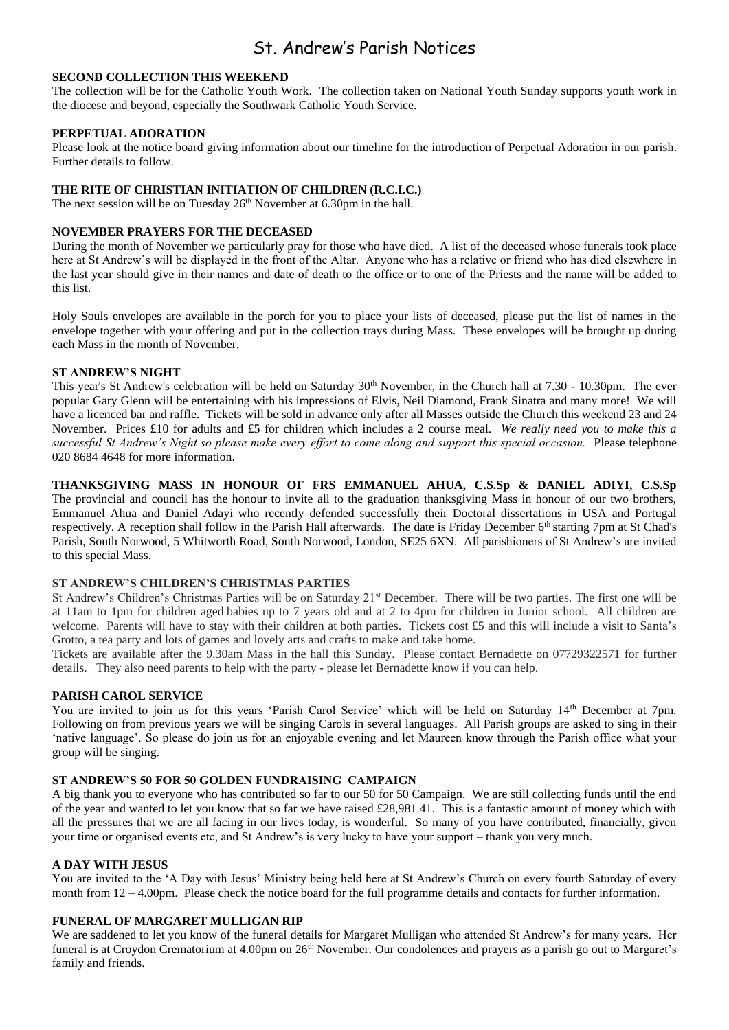# St. Andrew's Parish Notices

**SECOND COLLECTION THIS WEEKEND**

The collection will be for the Catholic Youth Work. The collection taken on National Youth Sunday supports youth work in the diocese and beyond, especially the Southwark Catholic Youth Service.

**PERPETUAL ADORATION**

Please look at the notice board giving information about our timeline for the introduction of Perpetual Adoration in our parish. Further details to follow.

**THE RITE OF CHRISTIAN INITIATION OF CHILDREN (R.C.I.C.)**

The next session will be on Tuesday 26th November at 6.30pm in the hall.

**NOVEMBER PRAYERS FOR THE DECEASED**

During the month of November we particularly pray for those who have died. A list of the deceased whose funerals took place here at St Andrew's will be displayed in the front of the Altar. Anyone who has a relative or friend who has died elsewhere in the last year should give in their names and date of death to the office or to one of the Priests and the name will be added to this list.

Holy Souls envelopes are available in the porch for you to place your lists of deceased, please put the list of names in the envelope together with your offering and put in the collection trays during Mass. These envelopes will be brought up during each Mass in the month of November.

**ST ANDREW'S NIGHT**

This year's St Andrew's celebration will be held on Saturday 30th November, in the Church hall at 7.30 - 10.30pm. The ever popular Gary Glenn will be entertaining with his impressions of Elvis, Neil Diamond, Frank Sinatra and many more! We will have a licenced bar and raffle. Tickets will be sold in advance only after all Masses outside the Church this weekend 23 and 24 November. Prices £10 for adults and £5 for children which includes a 2 course meal. *We really need you to make this a successful St Andrew's Night so please make every effort to come along and support this special occasion.* Please telephone 020 8684 4648 for more information.

**THANKSGIVING MASS IN HONOUR OF FRS EMMANUEL AHUA, C.S.Sp & DANIEL ADIYI, C.S.Sp**

The provincial and council has the honour to invite all to the graduation thanksgiving Mass in honour of our two brothers, Emmanuel Ahua and Daniel Adayi who recently defended successfully their Doctoral dissertations in USA and Portugal respectively. A reception shall follow in the Parish Hall afterwards. The date is Friday December 6th starting 7pm at St Chad's Parish, South Norwood, 5 Whitworth Road, South Norwood, London, SE25 6XN. All parishioners of St Andrew's are invited to this special Mass.

**ST ANDREW'S CHILDREN'S CHRISTMAS PARTIES**

St Andrew's Children's Christmas Parties will be on Saturday 21st December. There will be two parties. The first one will be at 11am to 1pm for children aged babies up to 7 years old and at 2 to 4pm for children in Junior school. All children are welcome. Parents will have to stay with their children at both parties. Tickets cost £5 and this will include a visit to Santa's Grotto, a tea party and lots of games and lovely arts and crafts to make and take home.

Tickets are available after the 9.30am Mass in the hall this Sunday. Please contact Bernadette on 07729322571 for further details. They also need parents to help with the party - please let Bernadette know if you can help.

**PARISH CAROL SERVICE**

You are invited to join us for this years 'Parish Carol Service' which will be held on Saturday 14th December at 7pm. Following on from previous years we will be singing Carols in several languages. All Parish groups are asked to sing in their 'native language'. So please do join us for an enjoyable evening and let Maureen know through the Parish office what your group will be singing.

**ST ANDREW'S 50 FOR 50 GOLDEN FUNDRAISING CAMPAIGN**

A big thank you to everyone who has contributed so far to our 50 for 50 Campaign. We are still collecting funds until the end of the year and wanted to let you know that so far we have raised £28,981.41. This is a fantastic amount of money which with all the pressures that we are all facing in our lives today, is wonderful. So many of you have contributed, financially, given your time or organised events etc, and St Andrew's is very lucky to have your support – thank you very much.

**A DAY WITH JESUS**

You are invited to the 'A Day with Jesus' Ministry being held here at St Andrew's Church on every fourth Saturday of every month from 12 – 4.00pm. Please check the notice board for the full programme details and contacts for further information.

**FUNERAL OF MARGARET MULLIGAN RIP**

We are saddened to let you know of the funeral details for Margaret Mulligan who attended St Andrew's for many years. Her funeral is at Croydon Crematorium at 4.00pm on 26th November. Our condolences and prayers as a parish go out to Margaret's family and friends.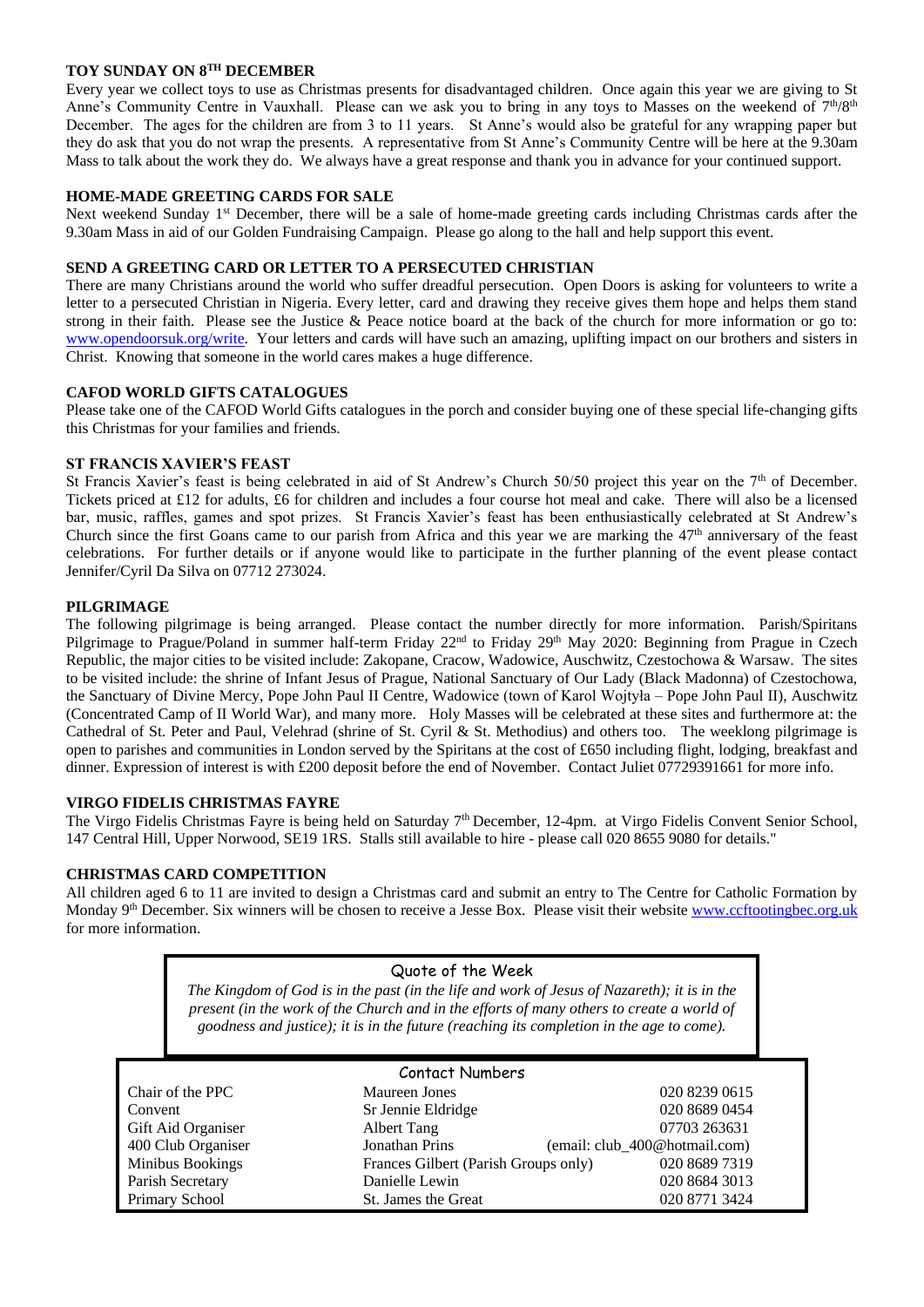### TOY SUNDAY ON 8TH DECEMBER

Every year we collect toys to use as Christmas presents for disadvantaged children. Once again this year we are giving to St Anne's Community Centre in Vauxhall. Please can we ask you to bring in any toys to Masses on the weekend of 7th/8th December. The ages for the children are from 3 to 11 years. St Anne's would also be grateful for any wrapping paper but they do ask that you do not wrap the presents. A representative from St Anne's Community Centre will be here at the 9.30am Mass to talk about the work they do. We always have a great response and thank you in advance for your continued support.

### HOME-MADE GREETING CARDS FOR SALE

Next weekend Sunday 1st December, there will be a sale of home-made greeting cards including Christmas cards after the 9.30am Mass in aid of our Golden Fundraising Campaign. Please go along to the hall and help support this event.

### SEND A GREETING CARD OR LETTER TO A PERSECUTED CHRISTIAN

There are many Christians around the world who suffer dreadful persecution. Open Doors is asking for volunteers to write a letter to a persecuted Christian in Nigeria. Every letter, card and drawing they receive gives them hope and helps them stand strong in their faith. Please see the Justice & Peace notice board at the back of the church for more information or go to: www.opendoorsuk.org/write. Your letters and cards will have such an amazing, uplifting impact on our brothers and sisters in Christ. Knowing that someone in the world cares makes a huge difference.

### CAFOD WORLD GIFTS CATALOGUES

Please take one of the CAFOD World Gifts catalogues in the porch and consider buying one of these special life-changing gifts this Christmas for your families and friends.

### ST FRANCIS XAVIER'S FEAST

St Francis Xavier's feast is being celebrated in aid of St Andrew's Church 50/50 project this year on the 7th of December. Tickets priced at £12 for adults, £6 for children and includes a four course hot meal and cake. There will also be a licensed bar, music, raffles, games and spot prizes. St Francis Xavier's feast has been enthusiastically celebrated at St Andrew's Church since the first Goans came to our parish from Africa and this year we are marking the 47th anniversary of the feast celebrations. For further details or if anyone would like to participate in the further planning of the event please contact Jennifer/Cyril Da Silva on 07712 273024.

### PILGRIMAGE

The following pilgrimage is being arranged. Please contact the number directly for more information. Parish/Spiritans Pilgrimage to Prague/Poland in summer half-term Friday 22nd to Friday 29th May 2020: Beginning from Prague in Czech Republic, the major cities to be visited include: Zakopane, Cracow, Wadowice, Auschwitz, Czestochowa & Warsaw. The sites to be visited include: the shrine of Infant Jesus of Prague, National Sanctuary of Our Lady (Black Madonna) of Czestochowa, the Sanctuary of Divine Mercy, Pope John Paul II Centre, Wadowice (town of Karol Wojtyła – Pope John Paul II), Auschwitz (Concentrated Camp of II World War), and many more. Holy Masses will be celebrated at these sites and furthermore at: the Cathedral of St. Peter and Paul, Velehrad (shrine of St. Cyril & St. Methodius) and others too. The weeklong pilgrimage is open to parishes and communities in London served by the Spiritans at the cost of £650 including flight, lodging, breakfast and dinner. Expression of interest is with £200 deposit before the end of November. Contact Juliet 07729391661 for more info.

### VIRGO FIDELIS CHRISTMAS FAYRE

The Virgo Fidelis Christmas Fayre is being held on Saturday 7th December, 12-4pm. at Virgo Fidelis Convent Senior School, 147 Central Hill, Upper Norwood, SE19 1RS. Stalls still available to hire - please call 020 8655 9080 for details."

### CHRISTMAS CARD COMPETITION

All children aged 6 to 11 are invited to design a Christmas card and submit an entry to The Centre for Catholic Formation by Monday 9th December. Six winners will be chosen to receive a Jesse Box. Please visit their website www.ccftootingbec.org.uk for more information.

**Quote of the Week**

*The Kingdom of God is in the past (in the life and work of Jesus of Nazareth); it is in the present (in the work of the Church and in the efforts of many others to create a world of goodness and justice); it is in the future (reaching its completion in the age to come).*

**Contact Numbers**

| | | |
|---|---|---|
| Chair of the PPC | Maureen Jones | 020 8239 0615 |
| Convent | Sr Jennie Eldridge | 020 8689 0454 |
| Gift Aid Organiser | Albert Tang | 07703 263631 |
| 400 Club Organiser | Jonathan Prins | (email: club_400@hotmail.com) |
| Minibus Bookings | Frances Gilbert (Parish Groups only) | 020 8689 7319 |
| Parish Secretary | Danielle Lewin | 020 8684 3013 |
| Primary School | St. James the Great | 020 8771 3424 |